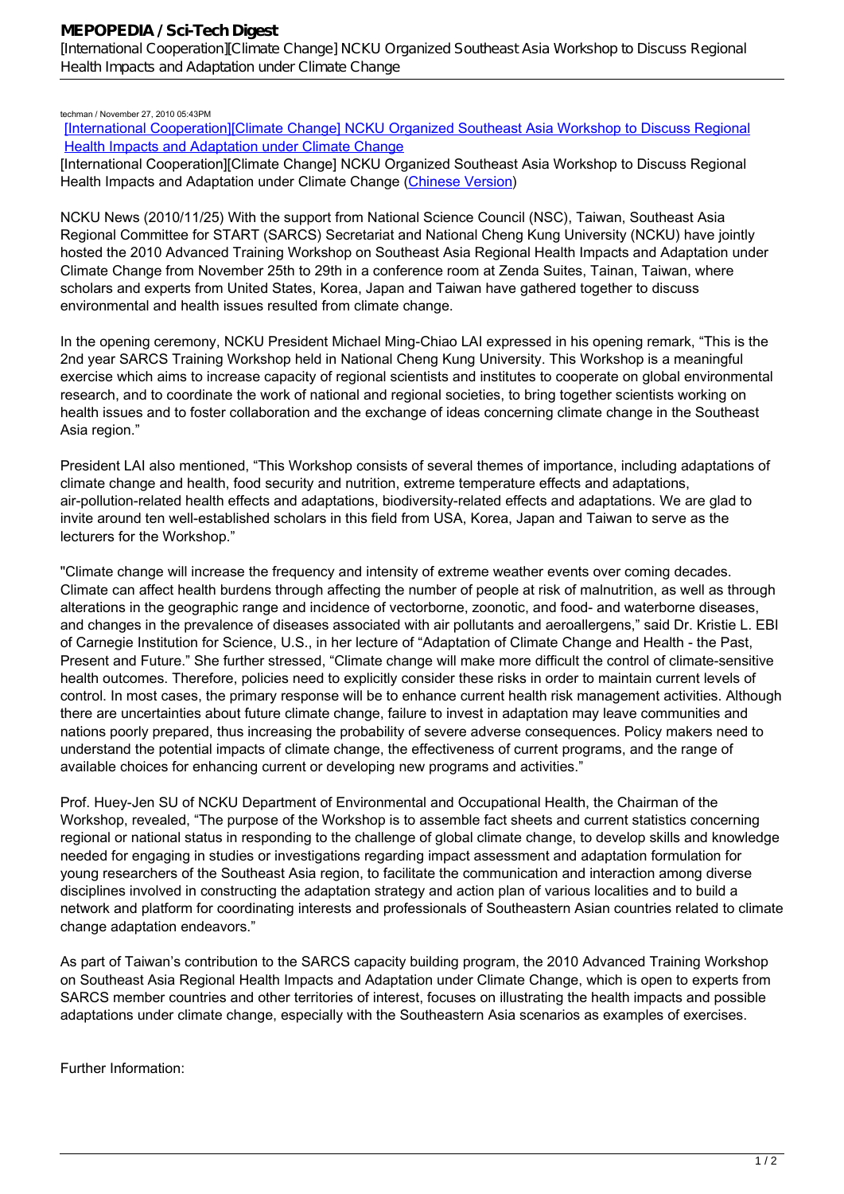techman / November 27, 2010 05:43PM

[International Cooperation][Climate Change] NCKU Organized Southeast Asia Workshop to Discuss Regional Health Impacts and Adaptation under Climate Change

[International Cooperation][Climate Change] NCKU Organized Southeast Asia Workshop to Discuss Regional Health Impacts and Adaptation under Climate Change (Chinese Version)

NCKU News (2010/11/25) With the support from National Science Council (NSC), Taiwan, Southeast Asia Regional Committee for START (SARCS) Secretariat and National Cheng Kung University (NCKU) have jointly hosted the 2010 Advanced Training Workshop on Southeast Asia Regional Health Impacts and Adaptation under Climate Change from November 25th to 29th in a conference room at Zenda Suites, Tainan, Taiwan, where scholars and experts from United States, Korea, Japan and Taiwan have gathered together to discuss environmental and health issues resulted from climate change.

In the opening ceremony, NCKU President Michael Ming-Chiao LAI expressed in his opening remark, "This is the 2nd year SARCS Training Workshop held in National Cheng Kung University. This Workshop is a meaningful exercise which aims to increase capacity of regional scientists and institutes to cooperate on global environmental research, and to coordinate the work of national and regional societies, to bring together scientists working on health issues and to foster collaboration and the exchange of ideas concerning climate change in the Southeast Asia region."

President LAI also mentioned, "This Workshop consists of several themes of importance, including adaptations of climate change and health, food security and nutrition, extreme temperature effects and adaptations, air-pollution-related health effects and adaptations, biodiversity-related effects and adaptations. We are glad to invite around ten well-established scholars in this field from USA, Korea, Japan and Taiwan to serve as the lecturers for the Workshop."

"Climate change will increase the frequency and intensity of extreme weather events over coming decades. Climate can affect health burdens through affecting the number of people at risk of malnutrition, as well as through alterations in the geographic range and incidence of vectorborne, zoonotic, and food- and waterborne diseases, and changes in the prevalence of diseases associated with air pollutants and aeroallergens," said Dr. Kristie L. EBI of Carnegie Institution for Science, U.S., in her lecture of "Adaptation of Climate Change and Health - the Past, Present and Future." She further stressed, "Climate change will make more difficult the control of climate-sensitive health outcomes. Therefore, policies need to explicitly consider these risks in order to maintain current levels of control. In most cases, the primary response will be to enhance current health risk management activities. Although there are uncertainties about future climate change, failure to invest in adaptation may leave communities and nations poorly prepared, thus increasing the probability of severe adverse consequences. Policy makers need to understand the potential impacts of climate change, the effectiveness of current programs, and the range of available choices for enhancing current or developing new programs and activities."

Prof. Huey-Jen SU of NCKU Department of Environmental and Occupational Health, the Chairman of the Workshop, revealed, "The purpose of the Workshop is to assemble fact sheets and current statistics concerning regional or national status in responding to the challenge of global climate change, to develop skills and knowledge needed for engaging in studies or investigations regarding impact assessment and adaptation formulation for young researchers of the Southeast Asia region, to facilitate the communication and interaction among diverse disciplines involved in constructing the adaptation strategy and action plan of various localities and to build a network and platform for coordinating interests and professionals of Southeastern Asian countries related to climate change adaptation endeavors."

As part of Taiwan's contribution to the SARCS capacity building program, the 2010 Advanced Training Workshop on Southeast Asia Regional Health Impacts and Adaptation under Climate Change, which is open to experts from SARCS member countries and other territories of interest, focuses on illustrating the health impacts and possible adaptations under climate change, especially with the Southeastern Asia scenarios as examples of exercises.

Further Information: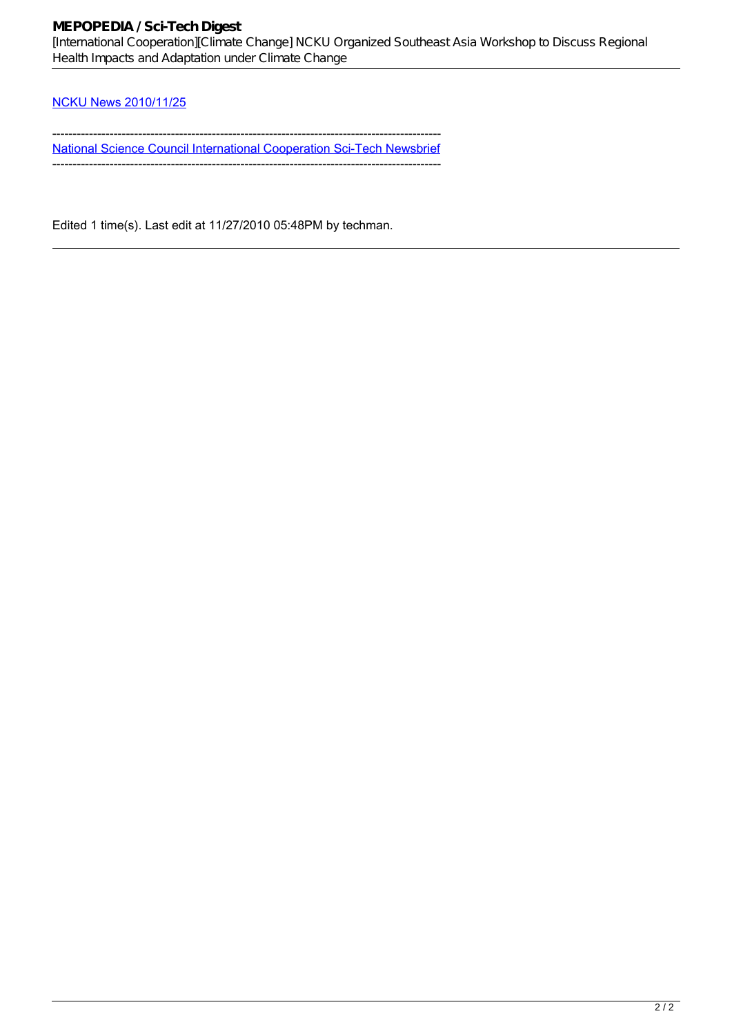NCKU News 2010/11/25

---------------------------------------------------------------------------------------------
National Science Council International Cooperation Sci-Tech Newsbrief
---------------------------------------------------------------------------------------------

Edited 1 time(s). Last edit at 11/27/2010 05:48PM by techman.